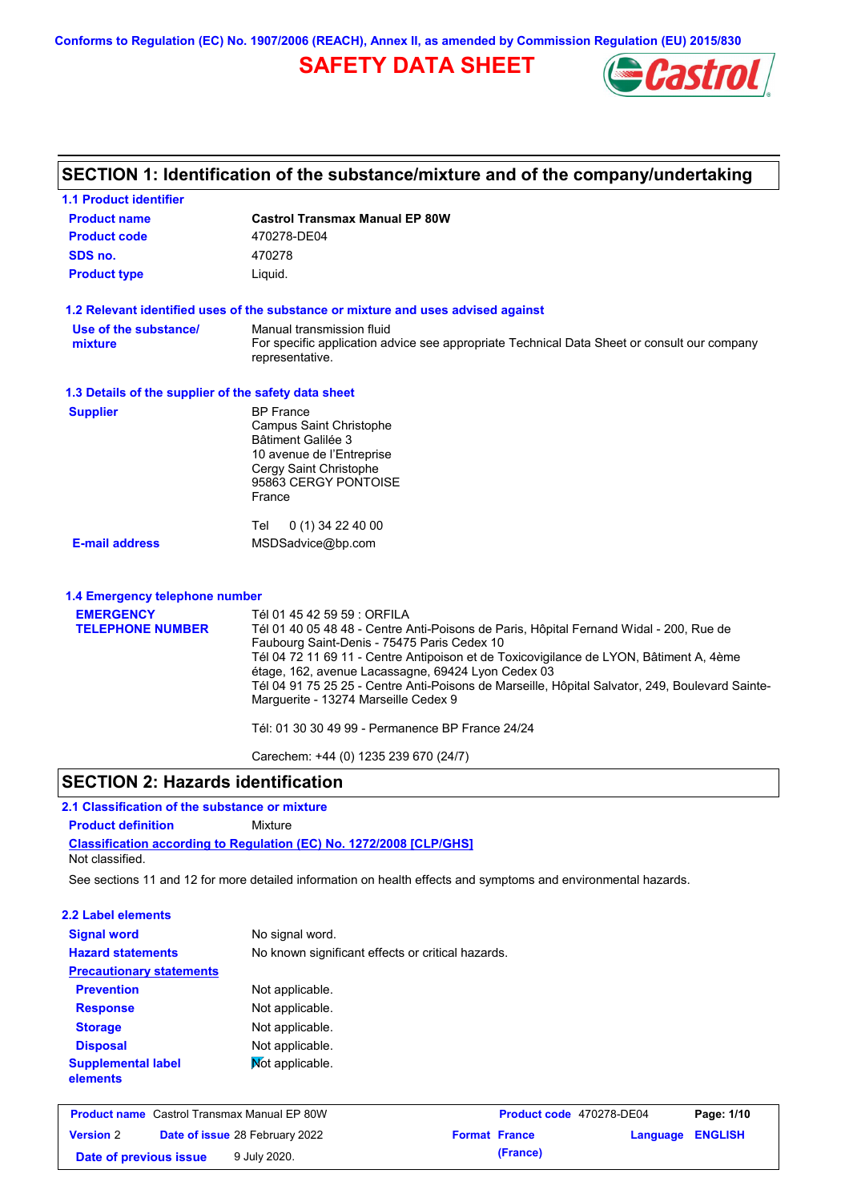Conforms to Regulation (EC) No. 1907/2006 (REACH), Annex II, as amended by Commission Regulation (EU) 2015/830

# SAFETY DATA SHEET

## SECTION 1: Identification of the substance/mixture and of the company/undertaking

### 1.1 Product identifier

| | |
|---|---|
| **Product name** | **Castrol Transmax Manual EP 80W** |
| **Product code** | 470278-DE04 |
| **SDS no.** | 470278 |
| **Product type** | Liquid. |

### 1.2 Relevant identified uses of the substance or mixture and uses advised against

**Use of the substance/ mixture**: Manual transmission fluid
For specific application advice see appropriate Technical Data Sheet or consult our company representative.

### 1.3 Details of the supplier of the safety data sheet

**Supplier**
BP France
Campus Saint Christophe
Bâtiment Galilée 3
10 avenue de l'Entreprise
Cergy Saint Christophe
95863 CERGY PONTOISE
France

Tel 0 (1) 34 22 40 00

**E-mail address**: MSDSadvice@bp.com

### 1.4 Emergency telephone number

**EMERGENCY TELEPHONE NUMBER**

Tél 01 45 42 59 59 : ORFILA
Tél 01 40 05 48 48 - Centre Anti-Poisons de Paris, Hôpital Fernand Widal - 200, Rue de Faubourg Saint-Denis - 75475 Paris Cedex 10
Tél 04 72 11 69 11 - Centre Antipoison et de Toxicovigilance de LYON, Bâtiment A, 4ème étage, 162, avenue Lacassagne, 69424 Lyon Cedex 03
Tél 04 91 75 25 25 - Centre Anti-Poisons de Marseille, Hôpital Salvator, 249, Boulevard Sainte-Marguerite - 13274 Marseille Cedex 9

Tél: 01 30 30 49 99 - Permanence BP France 24/24

Carechem: +44 (0) 1235 239 670 (24/7)

## SECTION 2: Hazards identification

### 2.1 Classification of the substance or mixture

**Product definition**: Mixture

**Classification according to Regulation (EC) No. 1272/2008 [CLP/GHS]**
Not classified.

See sections 11 and 12 for more detailed information on health effects and symptoms and environmental hazards.

### 2.2 Label elements

| | |
|---|---|
| **Signal word** | No signal word. |
| **Hazard statements** | No known significant effects or critical hazards. |
| **Precautionary statements** | |
| **Prevention** | Not applicable. |
| **Response** | Not applicable. |
| **Storage** | Not applicable. |
| **Disposal** | Not applicable. |
| **Supplemental label elements** | Not applicable. |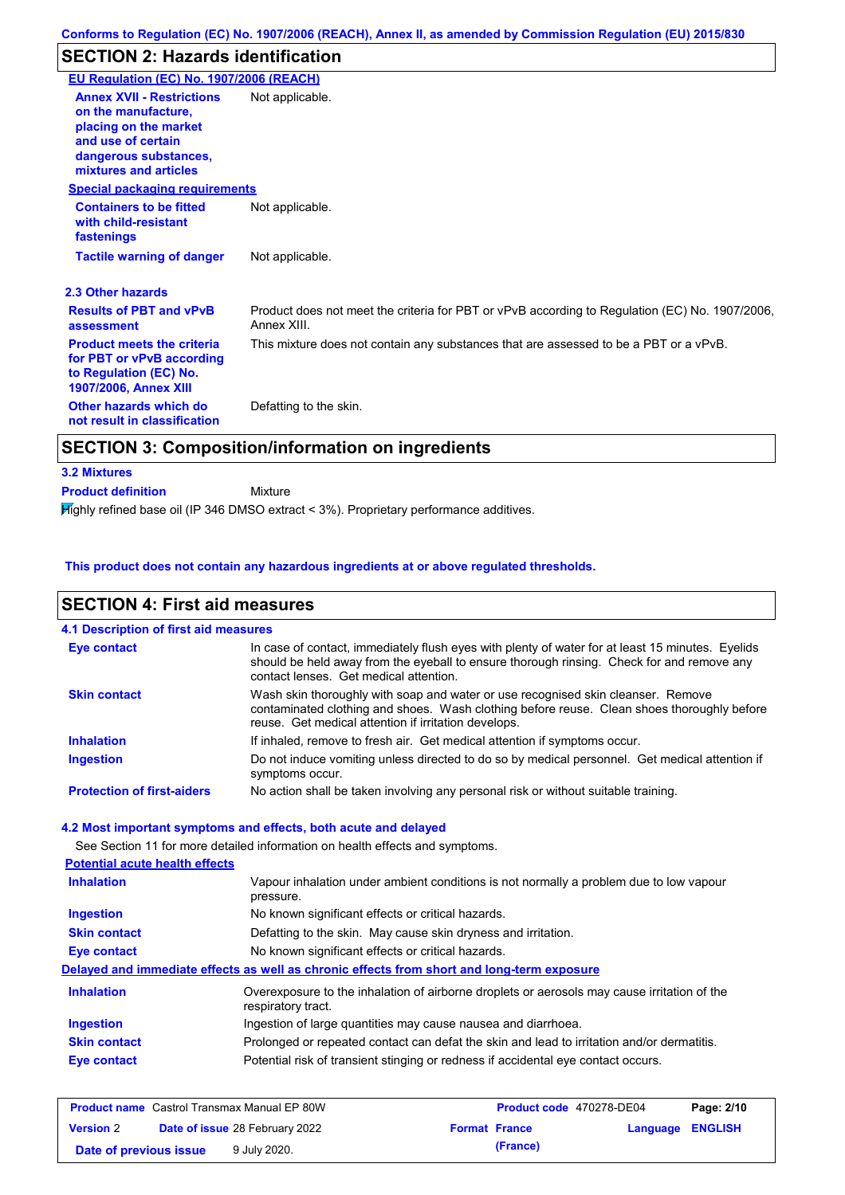## SECTION 2: Hazards identification

**EU Regulation (EC) No. 1907/2006 (REACH)**

| | |
|---|---|
| **Annex XVII - Restrictions on the manufacture, placing on the market and use of certain dangerous substances, mixtures and articles** | Not applicable. |

**Special packaging requirements**

| | |
|---|---|
| **Containers to be fitted with child-resistant fastenings** | Not applicable. |
| **Tactile warning of danger** | Not applicable. |

**2.3 Other hazards**

| | |
|---|---|
| **Results of PBT and vPvB assessment** | Product does not meet the criteria for PBT or vPvB according to Regulation (EC) No. 1907/2006, Annex XIII. |
| **Product meets the criteria for PBT or vPvB according to Regulation (EC) No. 1907/2006, Annex XIII** | This mixture does not contain any substances that are assessed to be a PBT or a vPvB. |
| **Other hazards which do not result in classification** | Defatting to the skin. |

## SECTION 3: Composition/information on ingredients

**3.2 Mixtures**

**Product definition** Mixture

Highly refined base oil (IP 346 DMSO extract < 3%). Proprietary performance additives.

**This product does not contain any hazardous ingredients at or above regulated thresholds.**

## SECTION 4: First aid measures

**4.1 Description of first aid measures**

| | |
|---|---|
| **Eye contact** | In case of contact, immediately flush eyes with plenty of water for at least 15 minutes. Eyelids should be held away from the eyeball to ensure thorough rinsing. Check for and remove any contact lenses. Get medical attention. |
| **Skin contact** | Wash skin thoroughly with soap and water or use recognised skin cleanser. Remove contaminated clothing and shoes. Wash clothing before reuse. Clean shoes thoroughly before reuse. Get medical attention if irritation develops. |
| **Inhalation** | If inhaled, remove to fresh air. Get medical attention if symptoms occur. |
| **Ingestion** | Do not induce vomiting unless directed to do so by medical personnel. Get medical attention if symptoms occur. |
| **Protection of first-aiders** | No action shall be taken involving any personal risk or without suitable training. |

**4.2 Most important symptoms and effects, both acute and delayed**

See Section 11 for more detailed information on health effects and symptoms.

**Potential acute health effects**

| | |
|---|---|
| **Inhalation** | Vapour inhalation under ambient conditions is not normally a problem due to low vapour pressure. |
| **Ingestion** | No known significant effects or critical hazards. |
| **Skin contact** | Defatting to the skin. May cause skin dryness and irritation. |
| **Eye contact** | No known significant effects or critical hazards. |

**Delayed and immediate effects as well as chronic effects from short and long-term exposure**

| | |
|---|---|
| **Inhalation** | Overexposure to the inhalation of airborne droplets or aerosols may cause irritation of the respiratory tract. |
| **Ingestion** | Ingestion of large quantities may cause nausea and diarrhoea. |
| **Skin contact** | Prolonged or repeated contact can defat the skin and lead to irritation and/or dermatitis. |
| **Eye contact** | Potential risk of transient stinging or redness if accidental eye contact occurs. |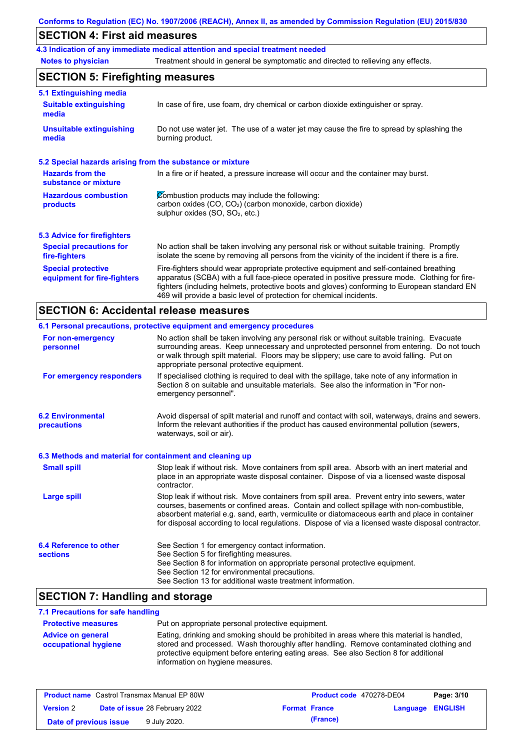## SECTION 4: First aid measures

### 4.3 Indication of any immediate medical attention and special treatment needed

**Notes to physician**: Treatment should in general be symptomatic and directed to relieving any effects.

## SECTION 5: Firefighting measures

### 5.1 Extinguishing media

**Suitable extinguishing media**: In case of fire, use foam, dry chemical or carbon dioxide extinguisher or spray.

**Unsuitable extinguishing media**: Do not use water jet. The use of a water jet may cause the fire to spread by splashing the burning product.

### 5.2 Special hazards arising from the substance or mixture

**Hazards from the substance or mixture**: In a fire or if heated, a pressure increase will occur and the container may burst.

**Hazardous combustion products**: Combustion products may include the following:
carbon oxides ($CO$, $CO_2$) (carbon monoxide, carbon dioxide)
sulphur oxides ($SO$, $SO_2$, etc.)

### 5.3 Advice for firefighters

**Special precautions for fire-fighters**: No action shall be taken involving any personal risk or without suitable training. Promptly isolate the scene by removing all persons from the vicinity of the incident if there is a fire.

**Special protective equipment for fire-fighters**: Fire-fighters should wear appropriate protective equipment and self-contained breathing apparatus (SCBA) with a full face-piece operated in positive pressure mode. Clothing for fire-fighters (including helmets, protective boots and gloves) conforming to European standard EN 469 will provide a basic level of protection for chemical incidents.

## SECTION 6: Accidental release measures

### 6.1 Personal precautions, protective equipment and emergency procedures

**For non-emergency personnel**: No action shall be taken involving any personal risk or without suitable training. Evacuate surrounding areas. Keep unnecessary and unprotected personnel from entering. Do not touch or walk through spilt material. Floors may be slippery; use care to avoid falling. Put on appropriate personal protective equipment.

**For emergency responders**: If specialised clothing is required to deal with the spillage, take note of any information in Section 8 on suitable and unsuitable materials. See also the information in "For non-emergency personnel".

### 6.2 Environmental precautions

Avoid dispersal of spilt material and runoff and contact with soil, waterways, drains and sewers. Inform the relevant authorities if the product has caused environmental pollution (sewers, waterways, soil or air).

### 6.3 Methods and material for containment and cleaning up

**Small spill**: Stop leak if without risk. Move containers from spill area. Absorb with an inert material and place in an appropriate waste disposal container. Dispose of via a licensed waste disposal contractor.

**Large spill**: Stop leak if without risk. Move containers from spill area. Prevent entry into sewers, water courses, basements or confined areas. Contain and collect spillage with non-combustible, absorbent material e.g. sand, earth, vermiculite or diatomaceous earth and place in container for disposal according to local regulations. Dispose of via a licensed waste disposal contractor.

### 6.4 Reference to other sections

See Section 1 for emergency contact information.
See Section 5 for firefighting measures.
See Section 8 for information on appropriate personal protective equipment.
See Section 12 for environmental precautions.
See Section 13 for additional waste treatment information.

## SECTION 7: Handling and storage

### 7.1 Precautions for safe handling

**Protective measures**: Put on appropriate personal protective equipment.

**Advice on general occupational hygiene**: Eating, drinking and smoking should be prohibited in areas where this material is handled, stored and processed. Wash thoroughly after handling. Remove contaminated clothing and protective equipment before entering eating areas. See also Section 8 for additional information on hygiene measures.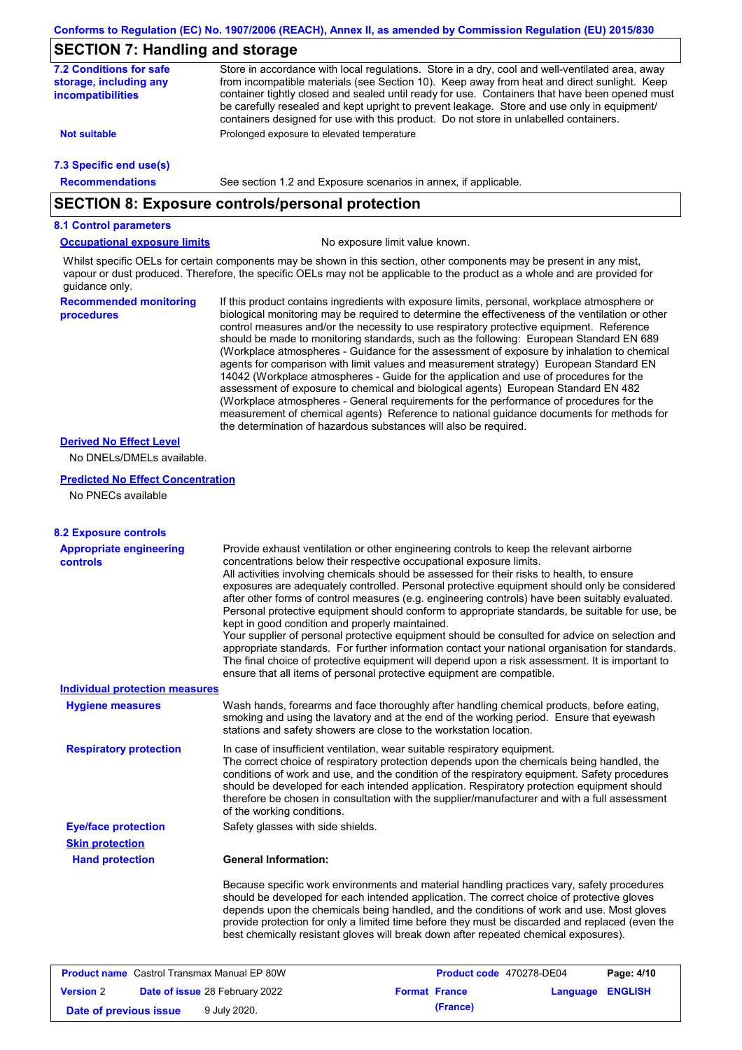## SECTION 7: Handling and storage

**7.2 Conditions for safe storage, including any incompatibilities**

Store in accordance with local regulations. Store in a dry, cool and well-ventilated area, away from incompatible materials (see Section 10). Keep away from heat and direct sunlight. Keep container tightly closed and sealed until ready for use. Containers that have been opened must be carefully resealed and kept upright to prevent leakage. Store and use only in equipment/ containers designed for use with this product. Do not store in unlabelled containers.

**Not suitable**

Prolonged exposure to elevated temperature

**7.3 Specific end use(s)**

**Recommendations**

See section 1.2 and Exposure scenarios in annex, if applicable.

## SECTION 8: Exposure controls/personal protection

**8.1 Control parameters**

**Occupational exposure limits**

No exposure limit value known.

Whilst specific OELs for certain components may be shown in this section, other components may be present in any mist, vapour or dust produced. Therefore, the specific OELs may not be applicable to the product as a whole and are provided for guidance only.

**Recommended monitoring procedures**

If this product contains ingredients with exposure limits, personal, workplace atmosphere or biological monitoring may be required to determine the effectiveness of the ventilation or other control measures and/or the necessity to use respiratory protective equipment. Reference should be made to monitoring standards, such as the following: European Standard EN 689 (Workplace atmospheres - Guidance for the assessment of exposure by inhalation to chemical agents for comparison with limit values and measurement strategy) European Standard EN 14042 (Workplace atmospheres - Guide for the application and use of procedures for the assessment of exposure to chemical and biological agents) European Standard EN 482 (Workplace atmospheres - General requirements for the performance of procedures for the measurement of chemical agents) Reference to national guidance documents for methods for the determination of hazardous substances will also be required.

**Derived No Effect Level**

No DNELs/DMELs available.

**Predicted No Effect Concentration**

No PNECs available

**8.2 Exposure controls**

**Appropriate engineering controls**

Provide exhaust ventilation or other engineering controls to keep the relevant airborne concentrations below their respective occupational exposure limits.
All activities involving chemicals should be assessed for their risks to health, to ensure exposures are adequately controlled. Personal protective equipment should only be considered after other forms of control measures (e.g. engineering controls) have been suitably evaluated. Personal protective equipment should conform to appropriate standards, be suitable for use, be kept in good condition and properly maintained.
Your supplier of personal protective equipment should be consulted for advice on selection and appropriate standards. For further information contact your national organisation for standards. The final choice of protective equipment will depend upon a risk assessment. It is important to ensure that all items of personal protective equipment are compatible.

**Individual protection measures**

**Hygiene measures**

Wash hands, forearms and face thoroughly after handling chemical products, before eating, smoking and using the lavatory and at the end of the working period. Ensure that eyewash stations and safety showers are close to the workstation location.

**Respiratory protection**

In case of insufficient ventilation, wear suitable respiratory equipment.
The correct choice of respiratory protection depends upon the chemicals being handled, the conditions of work and use, and the condition of the respiratory equipment. Safety procedures should be developed for each intended application. Respiratory protection equipment should therefore be chosen in consultation with the supplier/manufacturer and with a full assessment of the working conditions.

**Eye/face protection**

Safety glasses with side shields.

**Skin protection**

**Hand protection**

**General Information:**

Because specific work environments and material handling practices vary, safety procedures should be developed for each intended application. The correct choice of protective gloves depends upon the chemicals being handled, and the conditions of work and use. Most gloves provide protection for only a limited time before they must be discarded and replaced (even the best chemically resistant gloves will break down after repeated chemical exposures).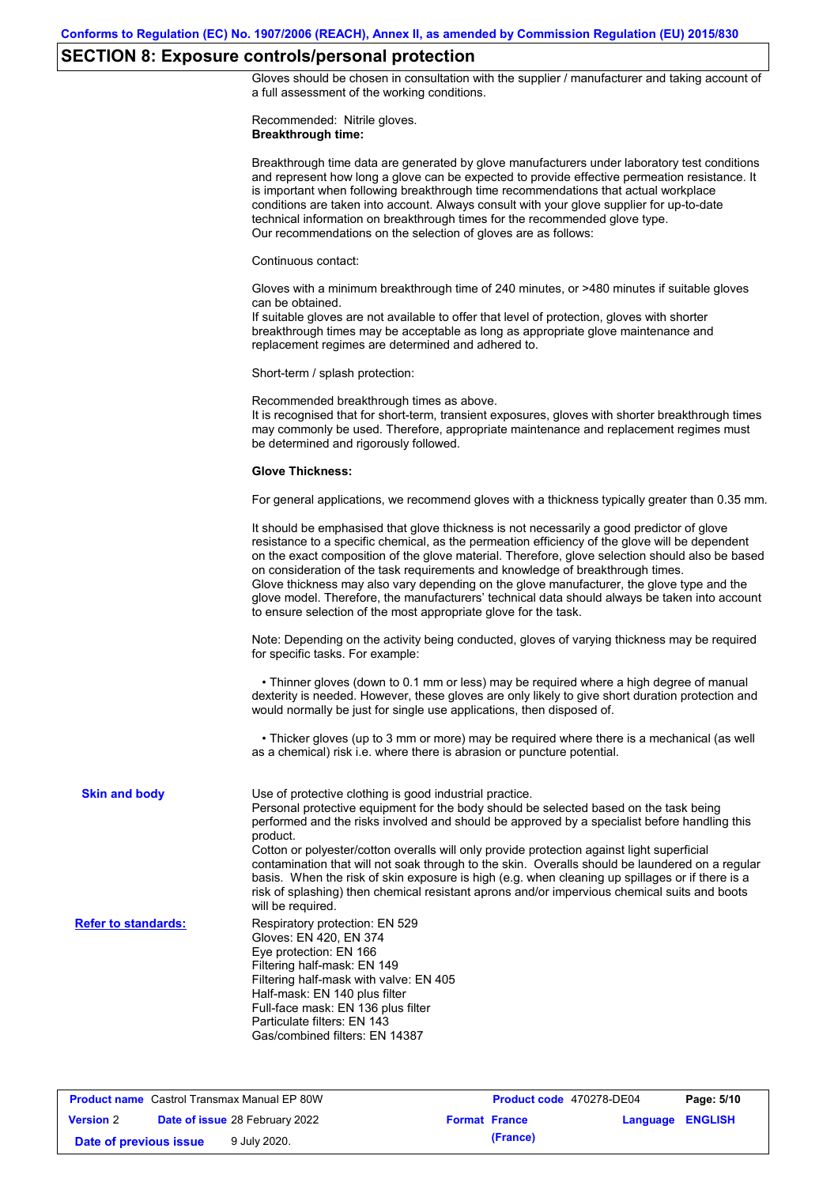## SECTION 8: Exposure controls/personal protection

Gloves should be chosen in consultation with the supplier / manufacturer and taking account of a full assessment of the working conditions.

Recommended: Nitrile gloves.
**Breakthrough time:**

Breakthrough time data are generated by glove manufacturers under laboratory test conditions and represent how long a glove can be expected to provide effective permeation resistance. It is important when following breakthrough time recommendations that actual workplace conditions are taken into account. Always consult with your glove supplier for up-to-date technical information on breakthrough times for the recommended glove type.
Our recommendations on the selection of gloves are as follows:

Continuous contact:

Gloves with a minimum breakthrough time of 240 minutes, or >480 minutes if suitable gloves can be obtained.
If suitable gloves are not available to offer that level of protection, gloves with shorter breakthrough times may be acceptable as long as appropriate glove maintenance and replacement regimes are determined and adhered to.

Short-term / splash protection:

Recommended breakthrough times as above.
It is recognised that for short-term, transient exposures, gloves with shorter breakthrough times may commonly be used. Therefore, appropriate maintenance and replacement regimes must be determined and rigorously followed.

**Glove Thickness:**

For general applications, we recommend gloves with a thickness typically greater than 0.35 mm.

It should be emphasised that glove thickness is not necessarily a good predictor of glove resistance to a specific chemical, as the permeation efficiency of the glove will be dependent on the exact composition of the glove material. Therefore, glove selection should also be based on consideration of the task requirements and knowledge of breakthrough times.
Glove thickness may also vary depending on the glove manufacturer, the glove type and the glove model. Therefore, the manufacturers' technical data should always be taken into account to ensure selection of the most appropriate glove for the task.

Note: Depending on the activity being conducted, gloves of varying thickness may be required for specific tasks. For example:

- Thinner gloves (down to 0.1 mm or less) may be required where a high degree of manual dexterity is needed. However, these gloves are only likely to give short duration protection and would normally be just for single use applications, then disposed of.

- Thicker gloves (up to 3 mm or more) may be required where there is a mechanical (as well as a chemical) risk i.e. where there is abrasion or puncture potential.

**Skin and body**

Use of protective clothing is good industrial practice.
Personal protective equipment for the body should be selected based on the task being performed and the risks involved and should be approved by a specialist before handling this product.
Cotton or polyester/cotton overalls will only provide protection against light superficial contamination that will not soak through to the skin. Overalls should be laundered on a regular basis. When the risk of skin exposure is high (e.g. when cleaning up spillages or if there is a risk of splashing) then chemical resistant aprons and/or impervious chemical suits and boots will be required.

**Refer to standards:**

Respiratory protection: EN 529
Gloves: EN 420, EN 374
Eye protection: EN 166
Filtering half-mask: EN 149
Filtering half-mask with valve: EN 405
Half-mask: EN 140 plus filter
Full-face mask: EN 136 plus filter
Particulate filters: EN 143
Gas/combined filters: EN 14387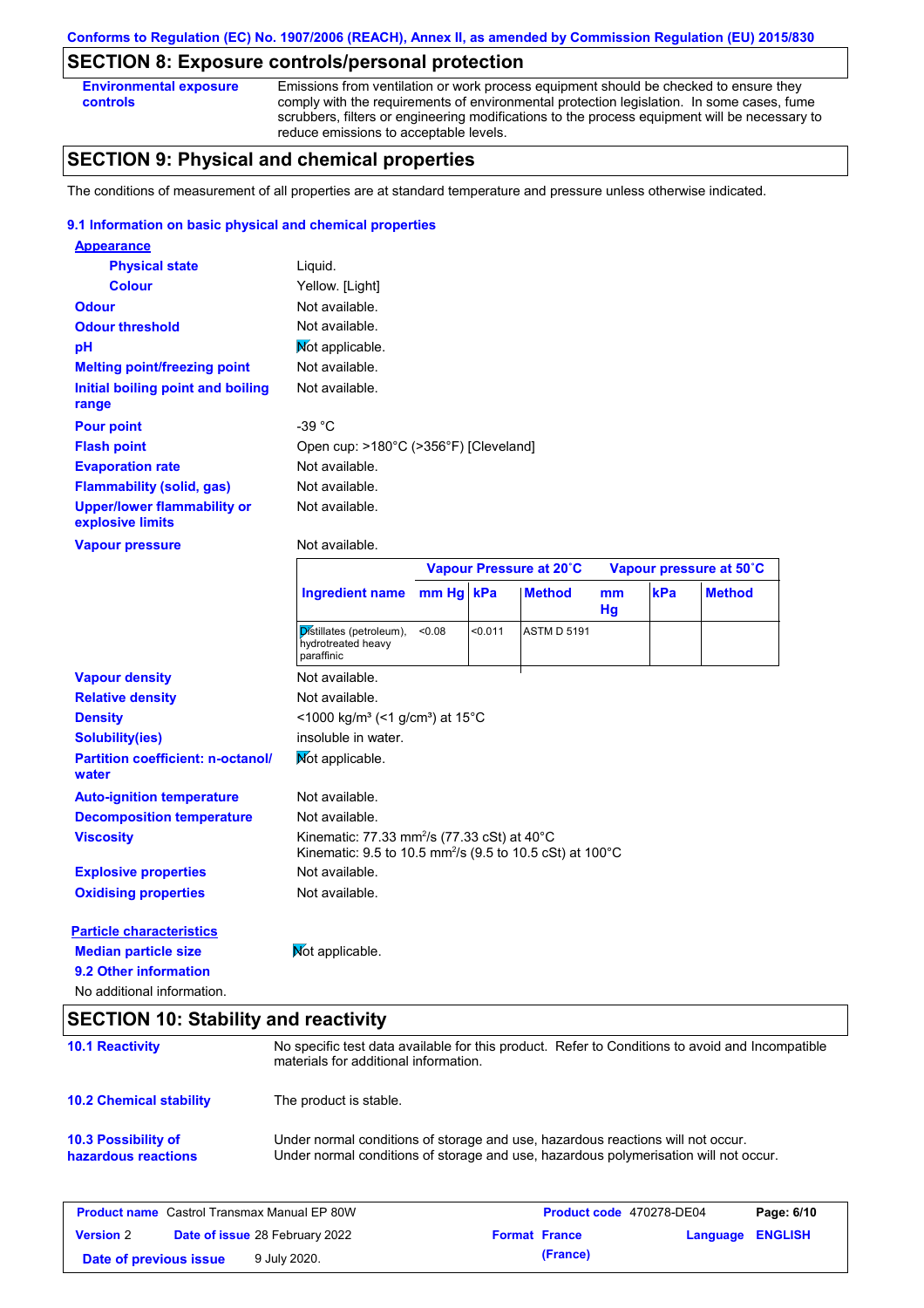Conforms to Regulation (EC) No. 1907/2006 (REACH), Annex II, as amended by Commission Regulation (EU) 2015/830

## SECTION 8: Exposure controls/personal protection

| | |
|---|---|
| **Environmental exposure controls** | Emissions from ventilation or work process equipment should be checked to ensure they comply with the requirements of environmental protection legislation. In some cases, fume scrubbers, filters or engineering modifications to the process equipment will be necessary to reduce emissions to acceptable levels. |

## SECTION 9: Physical and chemical properties

The conditions of measurement of all properties are at standard temperature and pressure unless otherwise indicated.

### 9.1 Information on basic physical and chemical properties

**Appearance**

| | |
|---|---|
| **Physical state** | Liquid. |
| **Colour** | Yellow. [Light] |
| **Odour** | Not available. |
| **Odour threshold** | Not available. |
| **pH** | Not applicable. |
| **Melting point/freezing point** | Not available. |
| **Initial boiling point and boiling range** | Not available. |
| **Pour point** | -39 °C |
| **Flash point** | Open cup: >180°C (>356°F) [Cleveland] |
| **Evaporation rate** | Not available. |
| **Flammability (solid, gas)** | Not available. |
| **Upper/lower flammability or explosive limits** | Not available. |
| **Vapour pressure** | Not available. |

| Ingredient name | Vapour Pressure at 20˚C | | | Vapour pressure at 50˚C | | |
|---|---|---|---|---|---|---|
| | mm Hg | kPa | Method | mm Hg | kPa | Method |
| Distillates (petroleum), hydrotreated heavy paraffinic | <0.08 | <0.011 | ASTM D 5191 | | | |

| | |
|---|---|
| **Vapour density** | Not available. |
| **Relative density** | Not available. |
| **Density** | <1000 kg/m³ (<1 g/cm³) at 15°C |
| **Solubility(ies)** | insoluble in water. |
| **Partition coefficient: n-octanol/water** | Not applicable. |
| **Auto-ignition temperature** | Not available. |
| **Decomposition temperature** | Not available. |
| **Viscosity** | Kinematic: 77.33 mm²/s (77.33 cSt) at 40°C<br>Kinematic: 9.5 to 10.5 mm²/s (9.5 to 10.5 cSt) at 100°C |
| **Explosive properties** | Not available. |
| **Oxidising properties** | Not available. |

**Particle characteristics**

| | |
|---|---|
| **Median particle size** | Not applicable. |

### 9.2 Other information

No additional information.

## SECTION 10: Stability and reactivity

| | |
|---|---|
| **10.1 Reactivity** | No specific test data available for this product. Refer to Conditions to avoid and Incompatible materials for additional information. |
| **10.2 Chemical stability** | The product is stable. |
| **10.3 Possibility of hazardous reactions** | Under normal conditions of storage and use, hazardous reactions will not occur.<br>Under normal conditions of storage and use, hazardous polymerisation will not occur. |

| | | | |
|---|---|---|---|
| **Product name** Castrol Transmax Manual EP 80W | | **Product code** 470278-DE04 | |
| **Version** 2 | **Date of issue** 28 February 2022 | **Format** France (France) | **Language** ENGLISH |
| **Date of previous issue** 9 July 2020. | | | |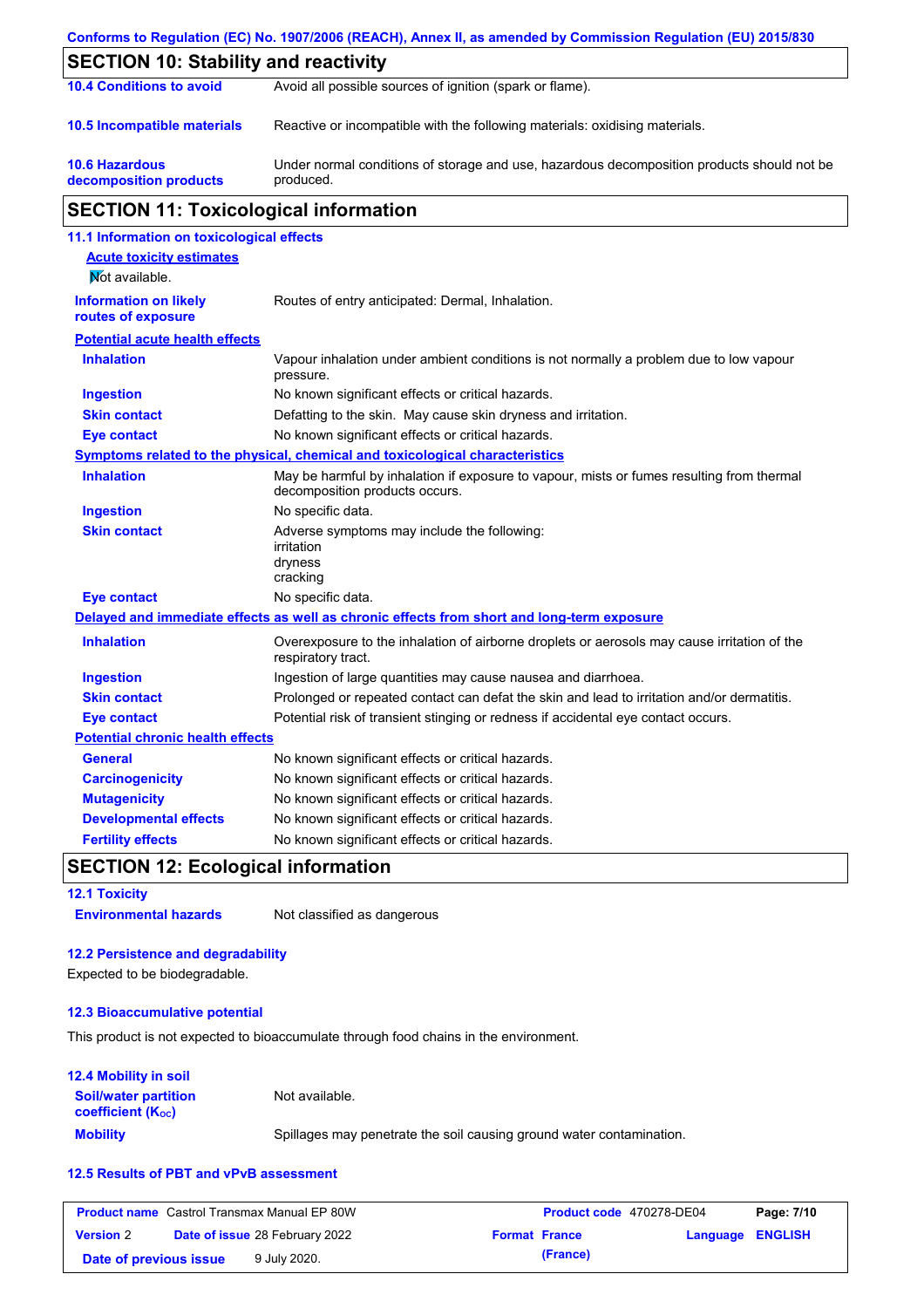Conforms to Regulation (EC) No. 1907/2006 (REACH), Annex II, as amended by Commission Regulation (EU) 2015/830

## SECTION 10: Stability and reactivity

| | |
|---|---|
| **10.4 Conditions to avoid** | Avoid all possible sources of ignition (spark or flame). |
| **10.5 Incompatible materials** | Reactive or incompatible with the following materials: oxidising materials. |
| **10.6 Hazardous decomposition products** | Under normal conditions of storage and use, hazardous decomposition products should not be produced. |

## SECTION 11: Toxicological information

### 11.1 Information on toxicological effects

**Acute toxicity estimates**

Not available.

| | |
|---|---|
| **Information on likely routes of exposure** | Routes of entry anticipated: Dermal, Inhalation. |

**Potential acute health effects**

| | |
|---|---|
| **Inhalation** | Vapour inhalation under ambient conditions is not normally a problem due to low vapour pressure. |
| **Ingestion** | No known significant effects or critical hazards. |
| **Skin contact** | Defatting to the skin. May cause skin dryness and irritation. |
| **Eye contact** | No known significant effects or critical hazards. |

**Symptoms related to the physical, chemical and toxicological characteristics**

| | |
|---|---|
| **Inhalation** | May be harmful by inhalation if exposure to vapour, mists or fumes resulting from thermal decomposition products occurs. |
| **Ingestion** | No specific data. |
| **Skin contact** | Adverse symptoms may include the following:<br>irritation<br>dryness<br>cracking |
| **Eye contact** | No specific data. |

**Delayed and immediate effects as well as chronic effects from short and long-term exposure**

| | |
|---|---|
| **Inhalation** | Overexposure to the inhalation of airborne droplets or aerosols may cause irritation of the respiratory tract. |
| **Ingestion** | Ingestion of large quantities may cause nausea and diarrhoea. |
| **Skin contact** | Prolonged or repeated contact can defat the skin and lead to irritation and/or dermatitis. |
| **Eye contact** | Potential risk of transient stinging or redness if accidental eye contact occurs. |

**Potential chronic health effects**

| | |
|---|---|
| **General** | No known significant effects or critical hazards. |
| **Carcinogenicity** | No known significant effects or critical hazards. |
| **Mutagenicity** | No known significant effects or critical hazards. |
| **Developmental effects** | No known significant effects or critical hazards. |
| **Fertility effects** | No known significant effects or critical hazards. |

## SECTION 12: Ecological information

### 12.1 Toxicity

| | |
|---|---|
| **Environmental hazards** | Not classified as dangerous |

### 12.2 Persistence and degradability

Expected to be biodegradable.

### 12.3 Bioaccumulative potential

This product is not expected to bioaccumulate through food chains in the environment.

### 12.4 Mobility in soil

| | |
|---|---|
| **Soil/water partition coefficient ($K_{OC}$)** | Not available. |
| **Mobility** | Spillages may penetrate the soil causing ground water contamination. |

### 12.5 Results of PBT and vPvB assessment

| | | | |
|---|---|---|---|
| **Product name** Castrol Transmax Manual EP 80W | | **Product code** 470278-DE04 | **Page: 7/10** |
| **Version** 2 | **Date of issue** 28 February 2022 | **Format** France (France) | **Language** ENGLISH |
| **Date of previous issue** | 9 July 2020. | | |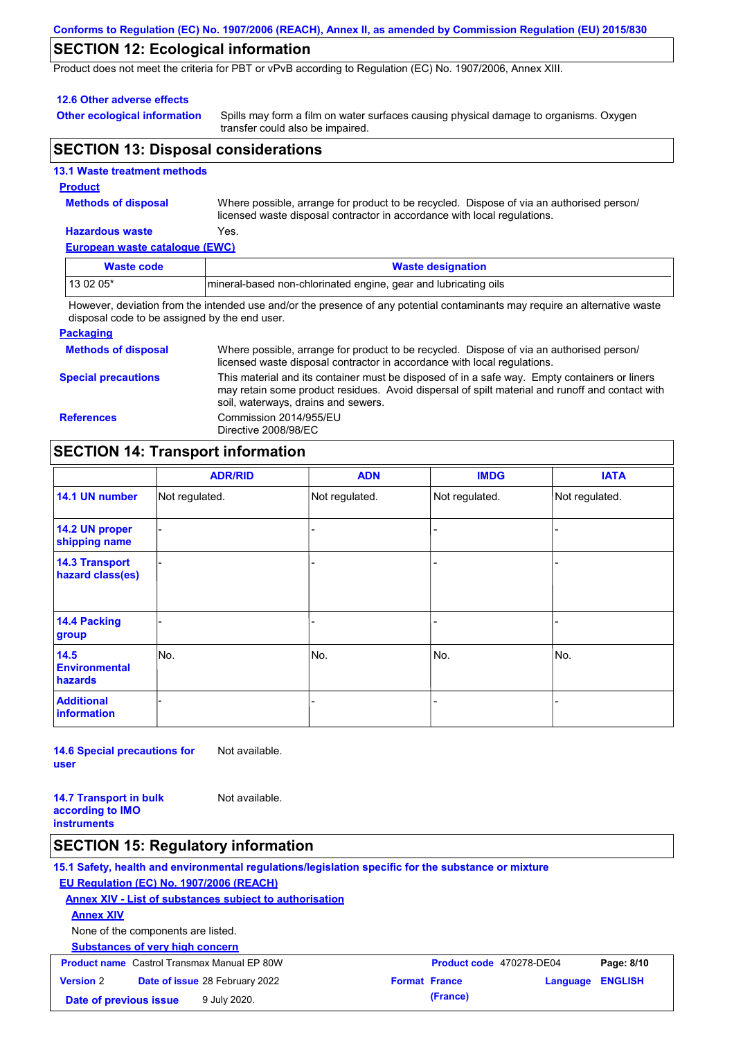## SECTION 12: Ecological information

Product does not meet the criteria for PBT or vPvB according to Regulation (EC) No. 1907/2006, Annex XIII.

### 12.6 Other adverse effects

**Other ecological information** Spills may form a film on water surfaces causing physical damage to organisms. Oxygen transfer could also be impaired.

## SECTION 13: Disposal considerations

### 13.1 Waste treatment methods

**Product**

**Methods of disposal** Where possible, arrange for product to be recycled. Dispose of via an authorised person/ licensed waste disposal contractor in accordance with local regulations.

**Hazardous waste** Yes.

**European waste catalogue (EWC)**

| Waste code | Waste designation |
|---|---|
| 13 02 05* | mineral-based non-chlorinated engine, gear and lubricating oils |

However, deviation from the intended use and/or the presence of any potential contaminants may require an alternative waste disposal code to be assigned by the end user.

**Packaging**

**Methods of disposal** Where possible, arrange for product to be recycled. Dispose of via an authorised person/ licensed waste disposal contractor in accordance with local regulations.

**Special precautions** This material and its container must be disposed of in a safe way. Empty containers or liners may retain some product residues. Avoid dispersal of spilt material and runoff and contact with soil, waterways, drains and sewers.

**References** Commission 2014/955/EU
Directive 2008/98/EC

## SECTION 14: Transport information

| | ADR/RID | ADN | IMDG | IATA |
|---|---|---|---|---|
| 14.1 UN number | Not regulated. | Not regulated. | Not regulated. | Not regulated. |
| 14.2 UN proper shipping name | - | - | - | - |
| 14.3 Transport hazard class(es) | - | - | - | - |
| 14.4 Packing group | - | - | - | - |
| 14.5 Environmental hazards | No. | No. | No. | No. |
| Additional information | - | - | - | - |

**14.6 Special precautions for user** Not available.

**14.7 Transport in bulk according to IMO instruments** Not available.

## SECTION 15: Regulatory information

### 15.1 Safety, health and environmental regulations/legislation specific for the substance or mixture

**EU Regulation (EC) No. 1907/2006 (REACH)**

**Annex XIV - List of substances subject to authorisation**

**Annex XIV**

None of the components are listed.

**Substances of very high concern**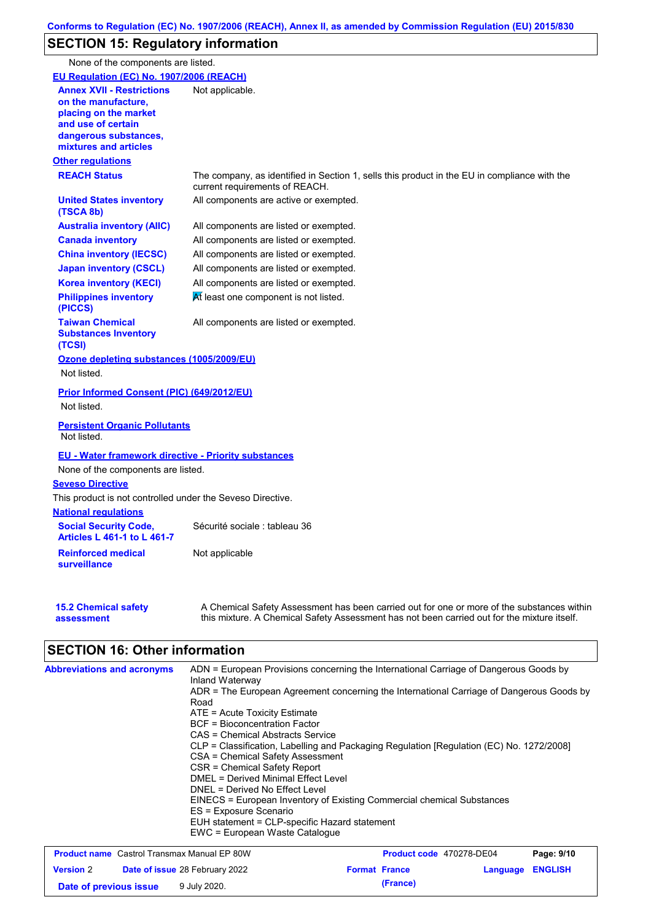## SECTION 15: Regulatory information

None of the components are listed.

**EU Regulation (EC) No. 1907/2006 (REACH)**

| | |
|---|---|
| **Annex XVII - Restrictions on the manufacture, placing on the market and use of certain dangerous substances, mixtures and articles** | Not applicable. |

**Other regulations**

| | |
|---|---|
| **REACH Status** | The company, as identified in Section 1, sells this product in the EU in compliance with the current requirements of REACH. |
| **United States inventory (TSCA 8b)** | All components are active or exempted. |
| **Australia inventory (AIIC)** | All components are listed or exempted. |
| **Canada inventory** | All components are listed or exempted. |
| **China inventory (IECSC)** | All components are listed or exempted. |
| **Japan inventory (CSCL)** | All components are listed or exempted. |
| **Korea inventory (KECI)** | All components are listed or exempted. |
| **Philippines inventory (PICCS)** | At least one component is not listed. |
| **Taiwan Chemical Substances Inventory (TCSI)** | All components are listed or exempted. |

**Ozone depleting substances (1005/2009/EU)**

Not listed.

**Prior Informed Consent (PIC) (649/2012/EU)**

Not listed.

**Persistent Organic Pollutants**

Not listed.

**EU - Water framework directive - Priority substances**

None of the components are listed.

**Seveso Directive**

This product is not controlled under the Seveso Directive.

**National regulations**

| | |
|---|---|
| **Social Security Code, Articles L 461-1 to L 461-7** | Sécurité sociale : tableau 36 |
| **Reinforced medical surveillance** | Not applicable |

| | |
|---|---|
| **15.2 Chemical safety assessment** | A Chemical Safety Assessment has been carried out for one or more of the substances within this mixture. A Chemical Safety Assessment has not been carried out for the mixture itself. |

## SECTION 16: Other information

**Abbreviations and acronyms**

ADN = European Provisions concerning the International Carriage of Dangerous Goods by Inland Waterway
ADR = The European Agreement concerning the International Carriage of Dangerous Goods by Road
ATE = Acute Toxicity Estimate
BCF = Bioconcentration Factor
CAS = Chemical Abstracts Service
CLP = Classification, Labelling and Packaging Regulation [Regulation (EC) No. 1272/2008]
CSA = Chemical Safety Assessment
CSR = Chemical Safety Report
DMEL = Derived Minimal Effect Level
DNEL = Derived No Effect Level
EINECS = European Inventory of Existing Commercial chemical Substances
ES = Exposure Scenario
EUH statement = CLP-specific Hazard statement
EWC = European Waste Catalogue

| | | | |
|---|---|---|---|
| **Product name** Castrol Transmax Manual EP 80W | **Product code** 470278-DE04 | | |
| **Version** 2 | **Date of issue** 28 February 2022 | **Format** France | **Language** ENGLISH |
| **Date of previous issue** 9 July 2020. | | (France) | |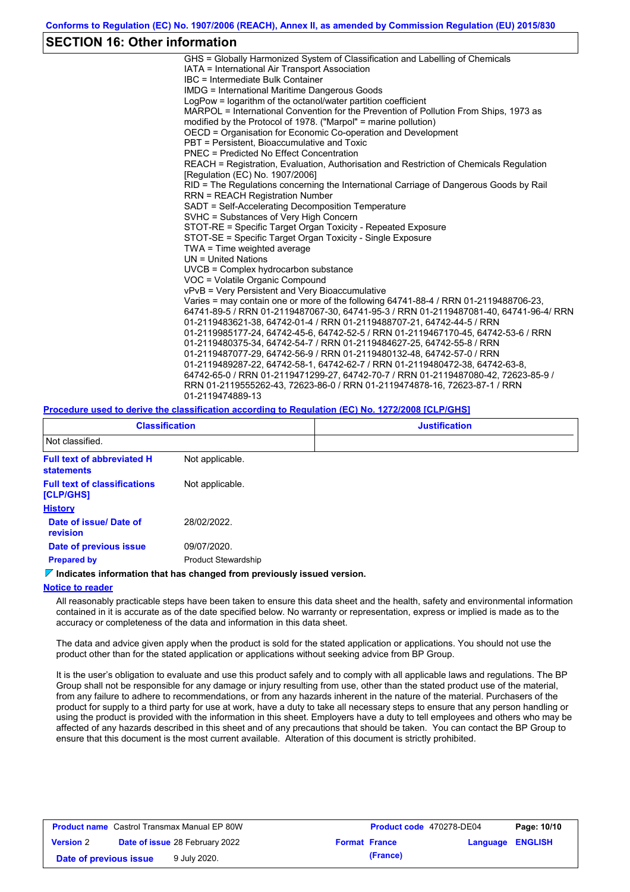## SECTION 16: Other information

GHS = Globally Harmonized System of Classification and Labelling of Chemicals
IATA = International Air Transport Association
IBC = Intermediate Bulk Container
IMDG = International Maritime Dangerous Goods
LogPow = logarithm of the octanol/water partition coefficient
MARPOL = International Convention for the Prevention of Pollution From Ships, 1973 as modified by the Protocol of 1978. ("Marpol" = marine pollution)
OECD = Organisation for Economic Co-operation and Development
PBT = Persistent, Bioaccumulative and Toxic
PNEC = Predicted No Effect Concentration
REACH = Registration, Evaluation, Authorisation and Restriction of Chemicals Regulation [Regulation (EC) No. 1907/2006]
RID = The Regulations concerning the International Carriage of Dangerous Goods by Rail
RRN = REACH Registration Number
SADT = Self-Accelerating Decomposition Temperature
SVHC = Substances of Very High Concern
STOT-RE = Specific Target Organ Toxicity - Repeated Exposure
STOT-SE = Specific Target Organ Toxicity - Single Exposure
TWA = Time weighted average
UN = United Nations
UVCB = Complex hydrocarbon substance
VOC = Volatile Organic Compound
vPvB = Very Persistent and Very Bioaccumulative
Varies = may contain one or more of the following 64741-88-4 / RRN 01-2119488706-23, 64741-89-5 / RRN 01-2119487067-30, 64741-95-3 / RRN 01-2119487081-40, 64741-96-4/ RRN 01-2119483621-38, 64742-01-4 / RRN 01-2119488707-21, 64742-44-5 / RRN 01-2119985177-24, 64742-45-6, 64742-52-5 / RRN 01-2119467170-45, 64742-53-6 / RRN 01-2119480375-34, 64742-54-7 / RRN 01-2119484627-25, 64742-55-8 / RRN 01-2119487077-29, 64742-56-9 / RRN 01-2119480132-48, 64742-57-0 / RRN 01-2119489287-22, 64742-58-1, 64742-62-7 / RRN 01-2119480472-38, 64742-63-8, 64742-65-0 / RRN 01-2119471299-27, 64742-70-7 / RRN 01-2119487080-42, 72623-85-9 / RRN 01-2119555262-43, 72623-86-0 / RRN 01-2119474878-16, 72623-87-1 / RRN 01-2119474889-13

**Procedure used to derive the classification according to Regulation (EC) No. 1272/2008 [CLP/GHS]**

| Classification | Justification |
|---|---|
| Not classified. | |

**Full text of abbreviated H statements** Not applicable.

**Full text of classifications [CLP/GHS]** Not applicable.

**History**

**Date of issue/ Date of revision** 28/02/2022.

**Date of previous issue** 09/07/2020.

**Prepared by** Product Stewardship

**Indicates information that has changed from previously issued version.**

**Notice to reader**

All reasonably practicable steps have been taken to ensure this data sheet and the health, safety and environmental information contained in it is accurate as of the date specified below. No warranty or representation, express or implied is made as to the accuracy or completeness of the data and information in this data sheet.

The data and advice given apply when the product is sold for the stated application or applications. You should not use the product other than for the stated application or applications without seeking advice from BP Group.

It is the user's obligation to evaluate and use this product safely and to comply with all applicable laws and regulations. The BP Group shall not be responsible for any damage or injury resulting from use, other than the stated product use of the material, from any failure to adhere to recommendations, or from any hazards inherent in the nature of the material. Purchasers of the product for supply to a third party for use at work, have a duty to take all necessary steps to ensure that any person handling or using the product is provided with the information in this sheet. Employers have a duty to tell employees and others who may be affected of any hazards described in this sheet and of any precautions that should be taken. You can contact the BP Group to ensure that this document is the most current available. Alteration of this document is strictly prohibited.